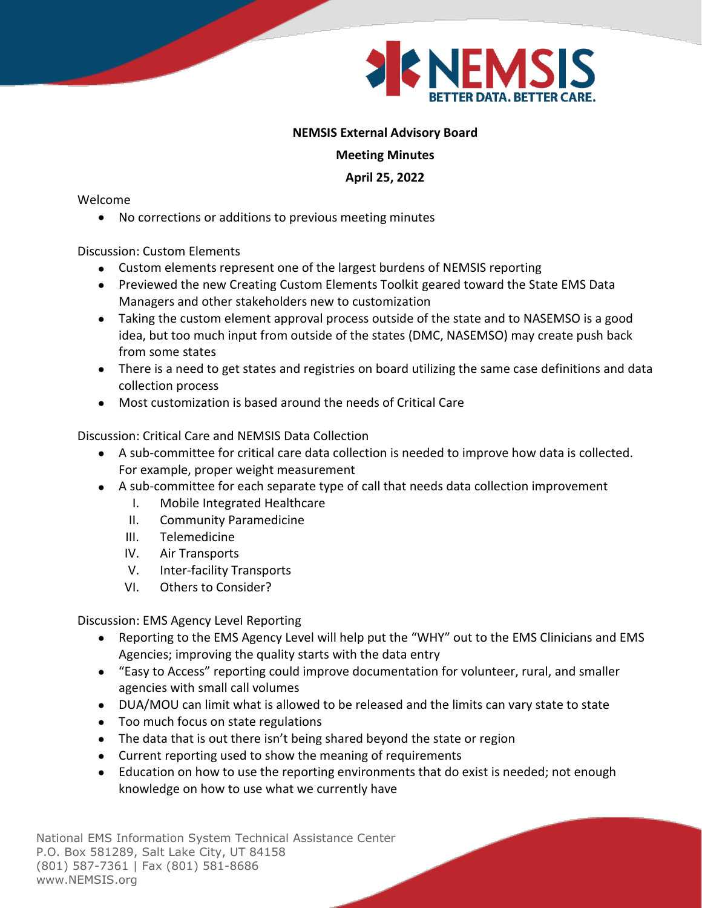**NEMSIS External Advisory Board**

**Meeting Minutes**

**April 25, 2022**

Welcome

- No corrections or additions to previous meeting minutes

Discussion: Custom Elements

- Custom elements represent one of the largest burdens of NEMSIS reporting
- Previewed the new Creating Custom Elements Toolkit geared toward the State EMS Data Managers and other stakeholders new to customization
- Taking the custom element approval process outside of the state and to NASEMSO is a good idea, but too much input from outside of the states (DMC, NASEMSO) may create push back from some states
- There is a need to get states and registries on board utilizing the same case definitions and data collection process
- Most customization is based around the needs of Critical Care

Discussion: Critical Care and NEMSIS Data Collection

- A sub-committee for critical care data collection is needed to improve how data is collected. For example, proper weight measurement
- A sub-committee for each separate type of call that needs data collection improvement
  - I. Mobile Integrated Healthcare
  - II. Community Paramedicine
  - III. Telemedicine
  - IV. Air Transports
  - V. Inter-facility Transports
  - VI. Others to Consider?

Discussion: EMS Agency Level Reporting

- Reporting to the EMS Agency Level will help put the "WHY" out to the EMS Clinicians and EMS Agencies; improving the quality starts with the data entry
- "Easy to Access" reporting could improve documentation for volunteer, rural, and smaller agencies with small call volumes
- DUA/MOU can limit what is allowed to be released and the limits can vary state to state
- Too much focus on state regulations
- The data that is out there isn't being shared beyond the state or region
- Current reporting used to show the meaning of requirements
- Education on how to use the reporting environments that do exist is needed; not enough knowledge on how to use what we currently have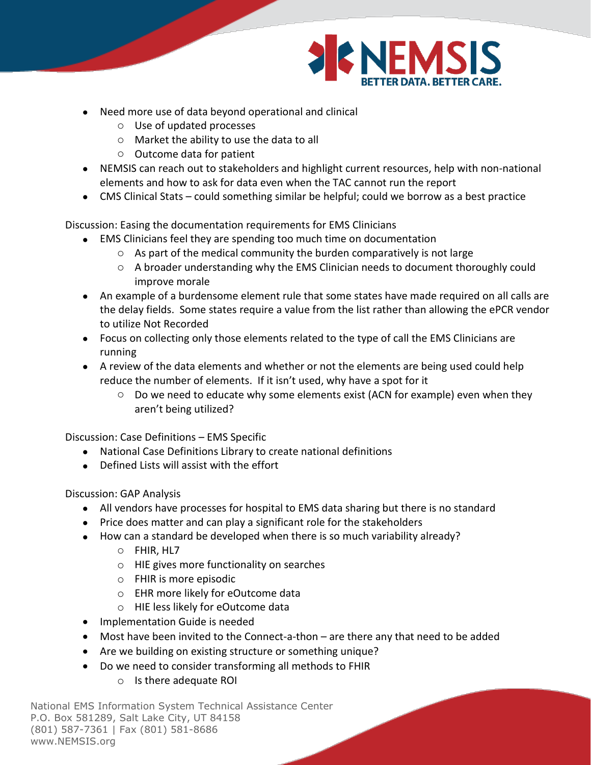- Need more use of data beyond operational and clinical
  - Use of updated processes
  - Market the ability to use the data to all
  - Outcome data for patient
- NEMSIS can reach out to stakeholders and highlight current resources, help with non-national elements and how to ask for data even when the TAC cannot run the report
- CMS Clinical Stats – could something similar be helpful; could we borrow as a best practice

Discussion: Easing the documentation requirements for EMS Clinicians

- EMS Clinicians feel they are spending too much time on documentation
  - As part of the medical community the burden comparatively is not large
  - A broader understanding why the EMS Clinician needs to document thoroughly could improve morale
- An example of a burdensome element rule that some states have made required on all calls are the delay fields. Some states require a value from the list rather than allowing the ePCR vendor to utilize Not Recorded
- Focus on collecting only those elements related to the type of call the EMS Clinicians are running
- A review of the data elements and whether or not the elements are being used could help reduce the number of elements. If it isn't used, why have a spot for it
  - Do we need to educate why some elements exist (ACN for example) even when they aren't being utilized?

Discussion: Case Definitions – EMS Specific

- National Case Definitions Library to create national definitions
- Defined Lists will assist with the effort

Discussion: GAP Analysis

- All vendors have processes for hospital to EMS data sharing but there is no standard
- Price does matter and can play a significant role for the stakeholders
- How can a standard be developed when there is so much variability already?
  - FHIR, HL7
  - HIE gives more functionality on searches
  - FHIR is more episodic
  - EHR more likely for eOutcome data
  - HIE less likely for eOutcome data
- Implementation Guide is needed
- Most have been invited to the Connect-a-thon – are there any that need to be added
- Are we building on existing structure or something unique?
- Do we need to consider transforming all methods to FHIR
  - Is there adequate ROI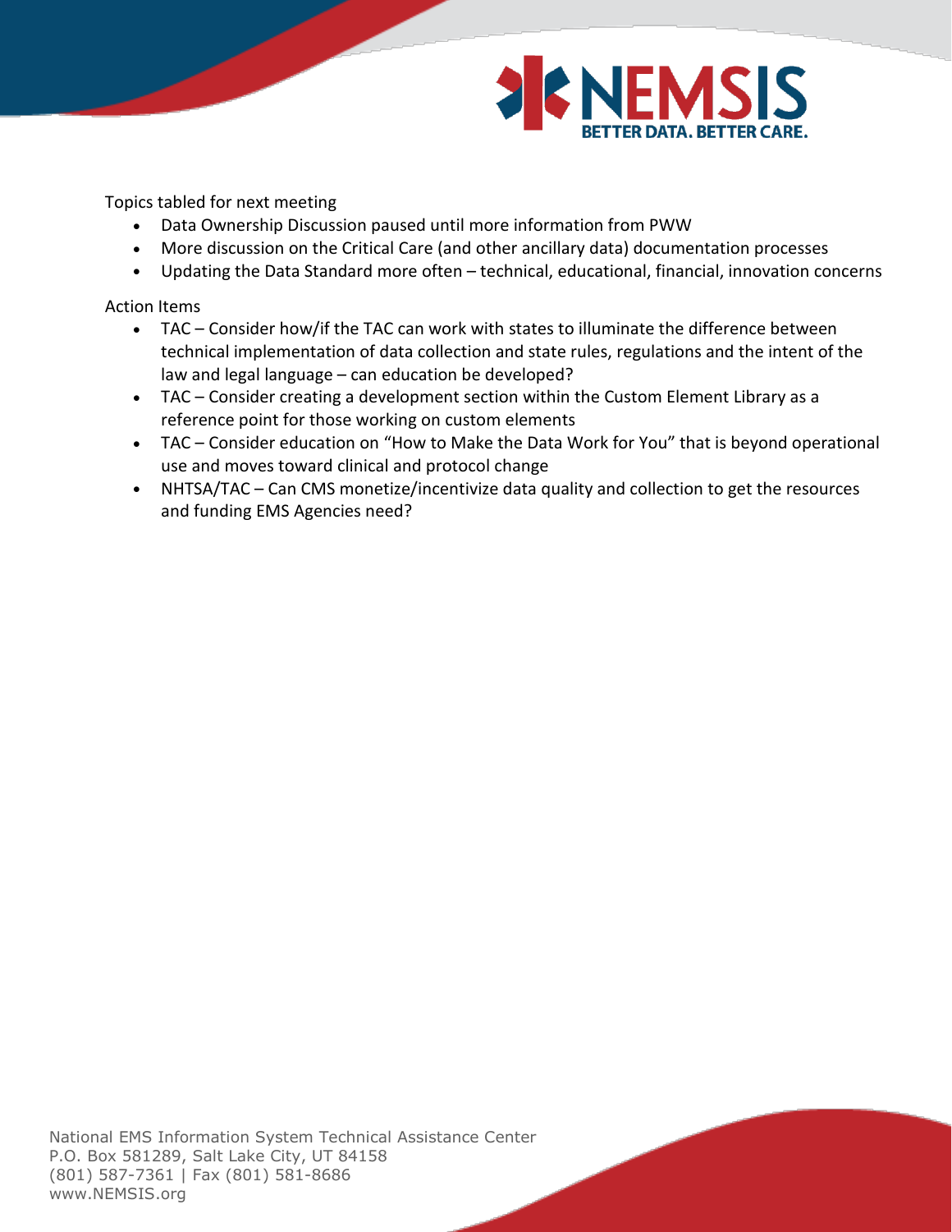Topics tabled for next meeting

- Data Ownership Discussion paused until more information from PWW
- More discussion on the Critical Care (and other ancillary data) documentation processes
- Updating the Data Standard more often – technical, educational, financial, innovation concerns

Action Items

- TAC – Consider how/if the TAC can work with states to illuminate the difference between technical implementation of data collection and state rules, regulations and the intent of the law and legal language – can education be developed?
- TAC – Consider creating a development section within the Custom Element Library as a reference point for those working on custom elements
- TAC – Consider education on "How to Make the Data Work for You" that is beyond operational use and moves toward clinical and protocol change
- NHTSA/TAC – Can CMS monetize/incentivize data quality and collection to get the resources and funding EMS Agencies need?